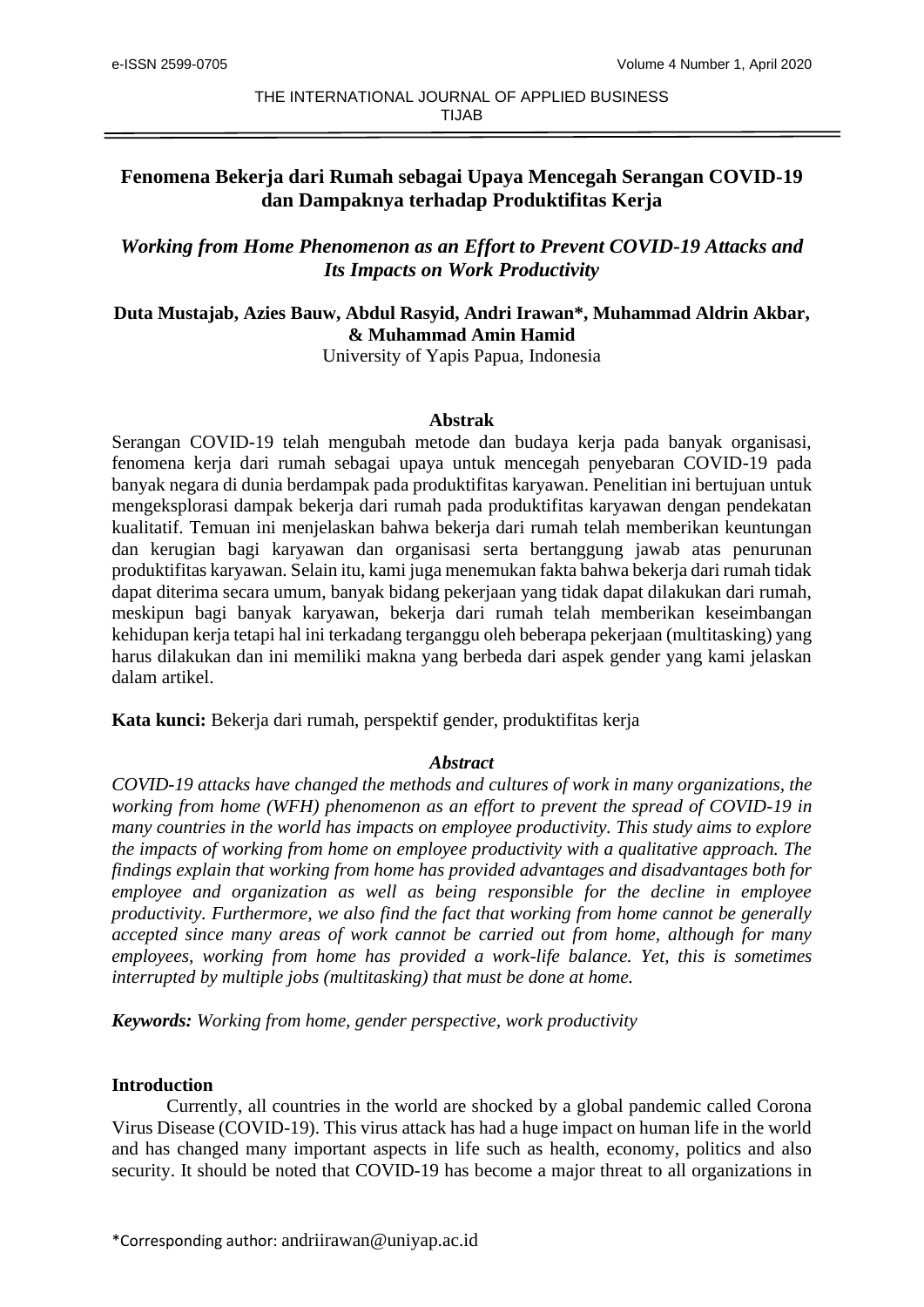# Fenomena Bekerja dari Rumah sebagai Upaya Mencegah Serangan COVID-19 dan Dampaknya terhadap Produktifitas Kerja

## *Working from Home Phenomenon as an Effort to Prevent COVID-19 Attacks and Its Impacts on Work Productivity*

**Duta Mustajab, Azies Bauw, Abdul Rasyid, Andri Irawan*, Muhammad Aldrin Akbar, & Muhammad Amin Hamid**

University of Yapis Papua, Indonesia

### Abstrak

Serangan COVID-19 telah mengubah metode dan budaya kerja pada banyak organisasi, fenomena kerja dari rumah sebagai upaya untuk mencegah penyebaran COVID-19 pada banyak negara di dunia berdampak pada produktifitas karyawan. Penelitian ini bertujuan untuk mengeksplorasi dampak bekerja dari rumah pada produktifitas karyawan dengan pendekatan kualitatif. Temuan ini menjelaskan bahwa bekerja dari rumah telah memberikan keuntungan dan kerugian bagi karyawan dan organisasi serta bertanggung jawab atas penurunan produktifitas karyawan. Selain itu, kami juga menemukan fakta bahwa bekerja dari rumah tidak dapat diterima secara umum, banyak bidang pekerjaan yang tidak dapat dilakukan dari rumah, meskipun bagi banyak karyawan, bekerja dari rumah telah memberikan keseimbangan kehidupan kerja tetapi hal ini terkadang terganggu oleh beberapa pekerjaan (multitasking) yang harus dilakukan dan ini memiliki makna yang berbeda dari aspek gender yang kami jelaskan dalam artikel.

**Kata kunci:** Bekerja dari rumah, perspektif gender, produktifitas kerja

### *Abstract*

*COVID-19 attacks have changed the methods and cultures of work in many organizations, the working from home (WFH) phenomenon as an effort to prevent the spread of COVID-19 in many countries in the world has impacts on employee productivity. This study aims to explore the impacts of working from home on employee productivity with a qualitative approach. The findings explain that working from home has provided advantages and disadvantages both for employee and organization as well as being responsible for the decline in employee productivity. Furthermore, we also find the fact that working from home cannot be generally accepted since many areas of work cannot be carried out from home, although for many employees, working from home has provided a work-life balance. Yet, this is sometimes interrupted by multiple jobs (multitasking) that must be done at home.*

***Keywords:** Working from home, gender perspective, work productivity*

### Introduction

Currently, all countries in the world are shocked by a global pandemic called Corona Virus Disease (COVID-19). This virus attack has had a huge impact on human life in the world and has changed many important aspects in life such as health, economy, politics and also security. It should be noted that COVID-19 has become a major threat to all organizations in

*Corresponding author: andriirawan@uniyap.ac.id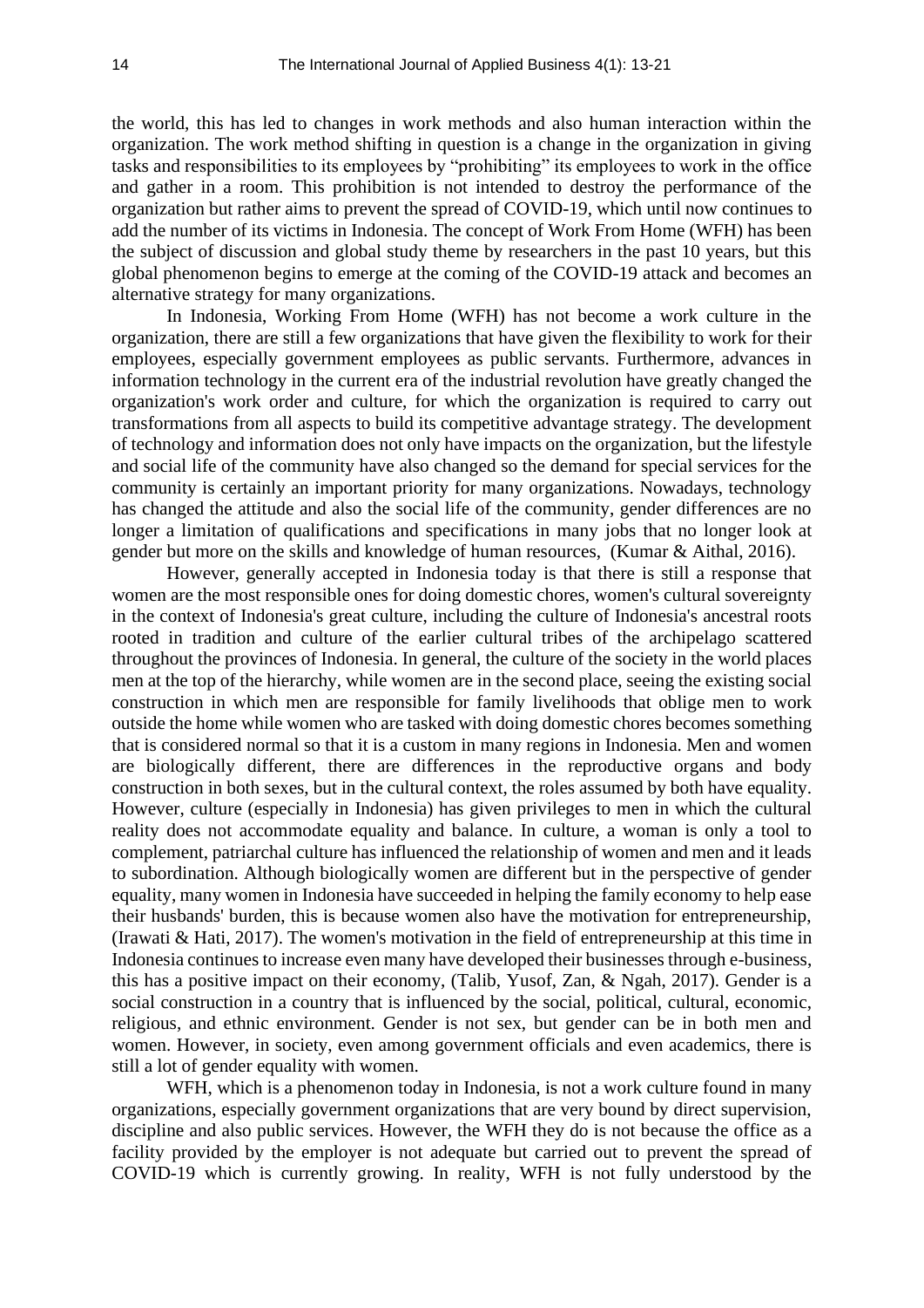the world, this has led to changes in work methods and also human interaction within the organization. The work method shifting in question is a change in the organization in giving tasks and responsibilities to its employees by "prohibiting" its employees to work in the office and gather in a room. This prohibition is not intended to destroy the performance of the organization but rather aims to prevent the spread of COVID-19, which until now continues to add the number of its victims in Indonesia. The concept of Work From Home (WFH) has been the subject of discussion and global study theme by researchers in the past 10 years, but this global phenomenon begins to emerge at the coming of the COVID-19 attack and becomes an alternative strategy for many organizations.

In Indonesia, Working From Home (WFH) has not become a work culture in the organization, there are still a few organizations that have given the flexibility to work for their employees, especially government employees as public servants. Furthermore, advances in information technology in the current era of the industrial revolution have greatly changed the organization's work order and culture, for which the organization is required to carry out transformations from all aspects to build its competitive advantage strategy. The development of technology and information does not only have impacts on the organization, but the lifestyle and social life of the community have also changed so the demand for special services for the community is certainly an important priority for many organizations. Nowadays, technology has changed the attitude and also the social life of the community, gender differences are no longer a limitation of qualifications and specifications in many jobs that no longer look at gender but more on the skills and knowledge of human resources, (Kumar & Aithal, 2016).

However, generally accepted in Indonesia today is that there is still a response that women are the most responsible ones for doing domestic chores, women's cultural sovereignty in the context of Indonesia's great culture, including the culture of Indonesia's ancestral roots rooted in tradition and culture of the earlier cultural tribes of the archipelago scattered throughout the provinces of Indonesia. In general, the culture of the society in the world places men at the top of the hierarchy, while women are in the second place, seeing the existing social construction in which men are responsible for family livelihoods that oblige men to work outside the home while women who are tasked with doing domestic chores becomes something that is considered normal so that it is a custom in many regions in Indonesia. Men and women are biologically different, there are differences in the reproductive organs and body construction in both sexes, but in the cultural context, the roles assumed by both have equality. However, culture (especially in Indonesia) has given privileges to men in which the cultural reality does not accommodate equality and balance. In culture, a woman is only a tool to complement, patriarchal culture has influenced the relationship of women and men and it leads to subordination. Although biologically women are different but in the perspective of gender equality, many women in Indonesia have succeeded in helping the family economy to help ease their husbands' burden, this is because women also have the motivation for entrepreneurship, (Irawati & Hati, 2017). The women's motivation in the field of entrepreneurship at this time in Indonesia continues to increase even many have developed their businesses through e-business, this has a positive impact on their economy, (Talib, Yusof, Zan, & Ngah, 2017). Gender is a social construction in a country that is influenced by the social, political, cultural, economic, religious, and ethnic environment. Gender is not sex, but gender can be in both men and women. However, in society, even among government officials and even academics, there is still a lot of gender equality with women.

WFH, which is a phenomenon today in Indonesia, is not a work culture found in many organizations, especially government organizations that are very bound by direct supervision, discipline and also public services. However, the WFH they do is not because the office as a facility provided by the employer is not adequate but carried out to prevent the spread of COVID-19 which is currently growing. In reality, WFH is not fully understood by the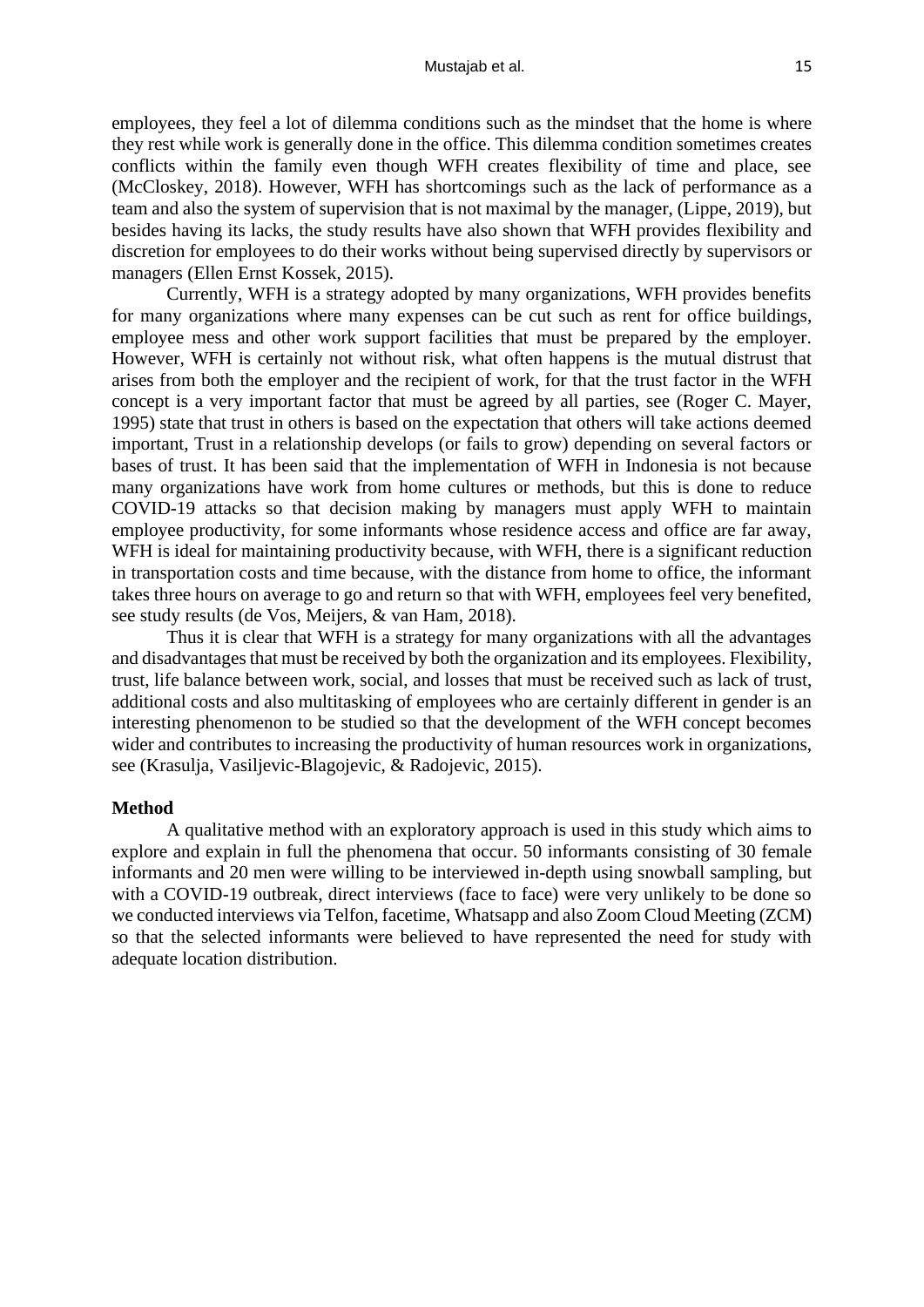employees, they feel a lot of dilemma conditions such as the mindset that the home is where they rest while work is generally done in the office. This dilemma condition sometimes creates conflicts within the family even though WFH creates flexibility of time and place, see (McCloskey, 2018). However, WFH has shortcomings such as the lack of performance as a team and also the system of supervision that is not maximal by the manager, (Lippe, 2019), but besides having its lacks, the study results have also shown that WFH provides flexibility and discretion for employees to do their works without being supervised directly by supervisors or managers (Ellen Ernst Kossek, 2015).

Currently, WFH is a strategy adopted by many organizations, WFH provides benefits for many organizations where many expenses can be cut such as rent for office buildings, employee mess and other work support facilities that must be prepared by the employer. However, WFH is certainly not without risk, what often happens is the mutual distrust that arises from both the employer and the recipient of work, for that the trust factor in the WFH concept is a very important factor that must be agreed by all parties, see (Roger C. Mayer, 1995) state that trust in others is based on the expectation that others will take actions deemed important, Trust in a relationship develops (or fails to grow) depending on several factors or bases of trust. It has been said that the implementation of WFH in Indonesia is not because many organizations have work from home cultures or methods, but this is done to reduce COVID-19 attacks so that decision making by managers must apply WFH to maintain employee productivity, for some informants whose residence access and office are far away, WFH is ideal for maintaining productivity because, with WFH, there is a significant reduction in transportation costs and time because, with the distance from home to office, the informant takes three hours on average to go and return so that with WFH, employees feel very benefited, see study results (de Vos, Meijers, & van Ham, 2018).

Thus it is clear that WFH is a strategy for many organizations with all the advantages and disadvantages that must be received by both the organization and its employees. Flexibility, trust, life balance between work, social, and losses that must be received such as lack of trust, additional costs and also multitasking of employees who are certainly different in gender is an interesting phenomenon to be studied so that the development of the WFH concept becomes wider and contributes to increasing the productivity of human resources work in organizations, see (Krasulja, Vasiljevic-Blagojevic, & Radojevic, 2015).

## Method

A qualitative method with an exploratory approach is used in this study which aims to explore and explain in full the phenomena that occur. 50 informants consisting of 30 female informants and 20 men were willing to be interviewed in-depth using snowball sampling, but with a COVID-19 outbreak, direct interviews (face to face) were very unlikely to be done so we conducted interviews via Telfon, facetime, Whatsapp and also Zoom Cloud Meeting (ZCM) so that the selected informants were believed to have represented the need for study with adequate location distribution.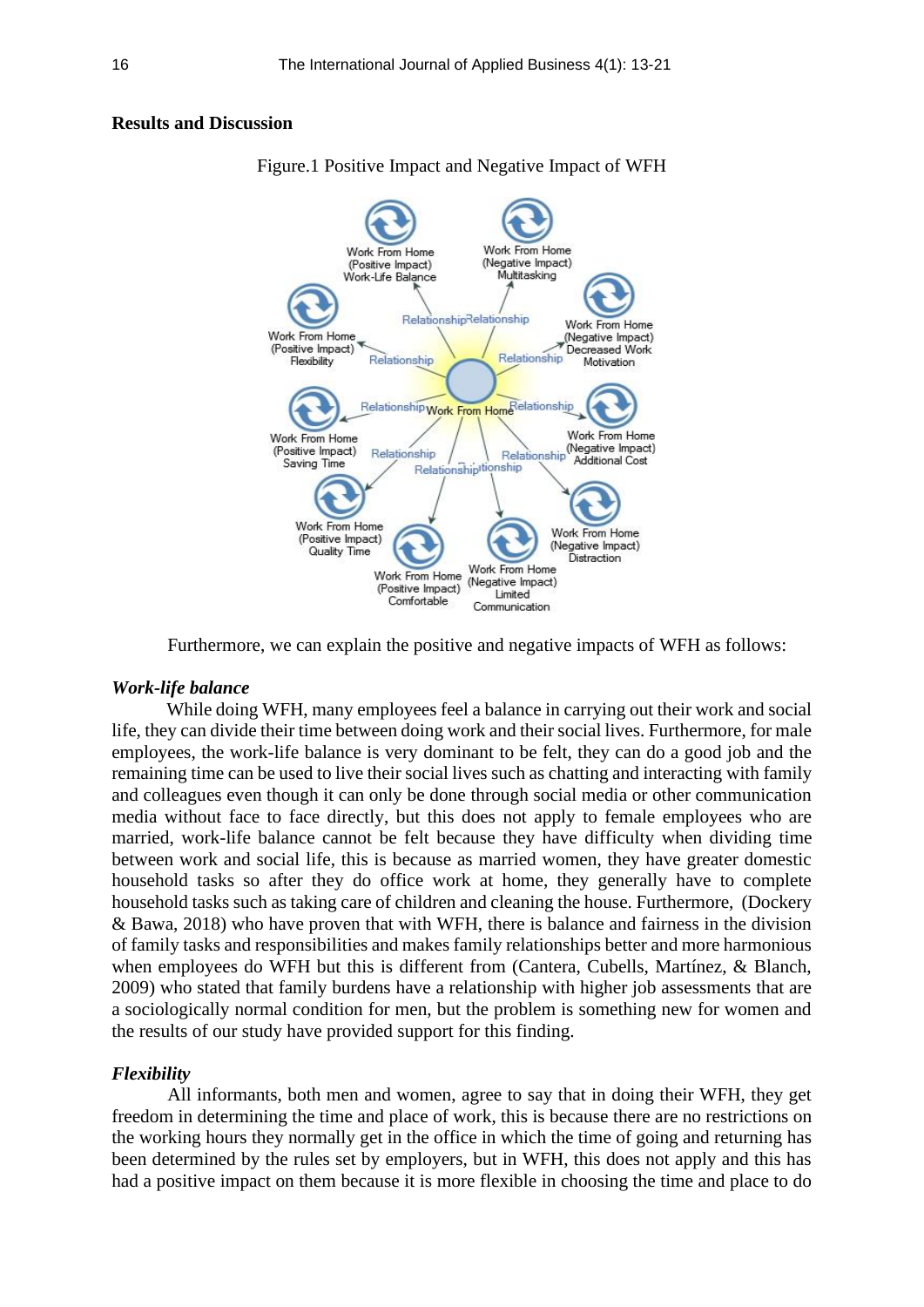## Results and Discussion

Figure.1 Positive Impact and Negative Impact of WFH

Furthermore, we can explain the positive and negative impacts of WFH as follows:

### *Work-life balance*

While doing WFH, many employees feel a balance in carrying out their work and social life, they can divide their time between doing work and their social lives. Furthermore, for male employees, the work-life balance is very dominant to be felt, they can do a good job and the remaining time can be used to live their social lives such as chatting and interacting with family and colleagues even though it can only be done through social media or other communication media without face to face directly, but this does not apply to female employees who are married, work-life balance cannot be felt because they have difficulty when dividing time between work and social life, this is because as married women, they have greater domestic household tasks so after they do office work at home, they generally have to complete household tasks such as taking care of children and cleaning the house. Furthermore, (Dockery & Bawa, 2018) who have proven that with WFH, there is balance and fairness in the division of family tasks and responsibilities and makes family relationships better and more harmonious when employees do WFH but this is different from (Cantera, Cubells, Martínez, & Blanch, 2009) who stated that family burdens have a relationship with higher job assessments that are a sociologically normal condition for men, but the problem is something new for women and the results of our study have provided support for this finding.

### *Flexibility*

All informants, both men and women, agree to say that in doing their WFH, they get freedom in determining the time and place of work, this is because there are no restrictions on the working hours they normally get in the office in which the time of going and returning has been determined by the rules set by employers, but in WFH, this does not apply and this has had a positive impact on them because it is more flexible in choosing the time and place to do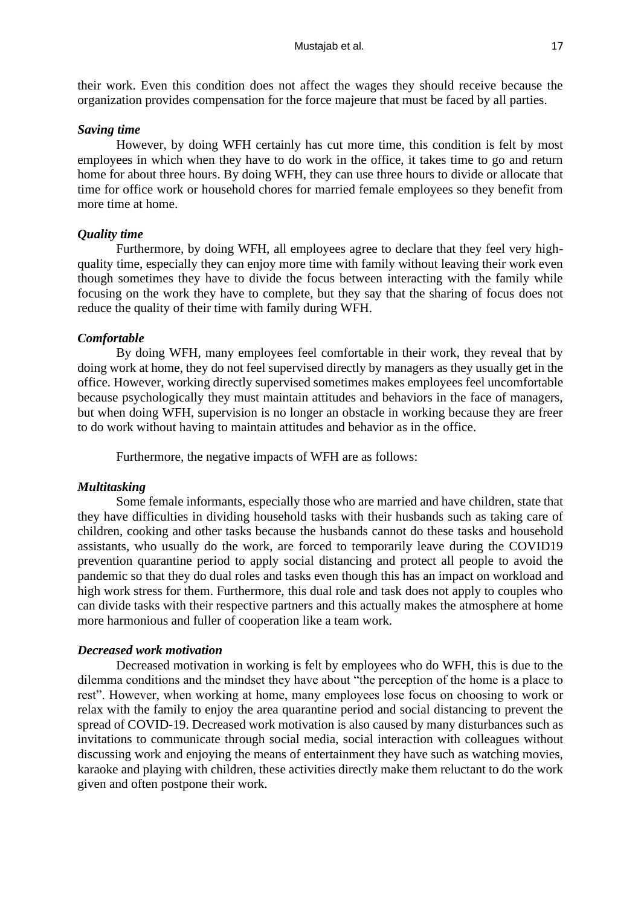their work. Even this condition does not affect the wages they should receive because the organization provides compensation for the force majeure that must be faced by all parties.

***Saving time***

However, by doing WFH certainly has cut more time, this condition is felt by most employees in which when they have to do work in the office, it takes time to go and return home for about three hours. By doing WFH, they can use three hours to divide or allocate that time for office work or household chores for married female employees so they benefit from more time at home.

***Quality time***

Furthermore, by doing WFH, all employees agree to declare that they feel very high-quality time, especially they can enjoy more time with family without leaving their work even though sometimes they have to divide the focus between interacting with the family while focusing on the work they have to complete, but they say that the sharing of focus does not reduce the quality of their time with family during WFH.

***Comfortable***

By doing WFH, many employees feel comfortable in their work, they reveal that by doing work at home, they do not feel supervised directly by managers as they usually get in the office. However, working directly supervised sometimes makes employees feel uncomfortable because psychologically they must maintain attitudes and behaviors in the face of managers, but when doing WFH, supervision is no longer an obstacle in working because they are freer to do work without having to maintain attitudes and behavior as in the office.

Furthermore, the negative impacts of WFH are as follows:

***Multitasking***

Some female informants, especially those who are married and have children, state that they have difficulties in dividing household tasks with their husbands such as taking care of children, cooking and other tasks because the husbands cannot do these tasks and household assistants, who usually do the work, are forced to temporarily leave during the COVID19 prevention quarantine period to apply social distancing and protect all people to avoid the pandemic so that they do dual roles and tasks even though this has an impact on workload and high work stress for them. Furthermore, this dual role and task does not apply to couples who can divide tasks with their respective partners and this actually makes the atmosphere at home more harmonious and fuller of cooperation like a team work.

***Decreased work motivation***

Decreased motivation in working is felt by employees who do WFH, this is due to the dilemma conditions and the mindset they have about "the perception of the home is a place to rest". However, when working at home, many employees lose focus on choosing to work or relax with the family to enjoy the area quarantine period and social distancing to prevent the spread of COVID-19. Decreased work motivation is also caused by many disturbances such as invitations to communicate through social media, social interaction with colleagues without discussing work and enjoying the means of entertainment they have such as watching movies, karaoke and playing with children, these activities directly make them reluctant to do the work given and often postpone their work.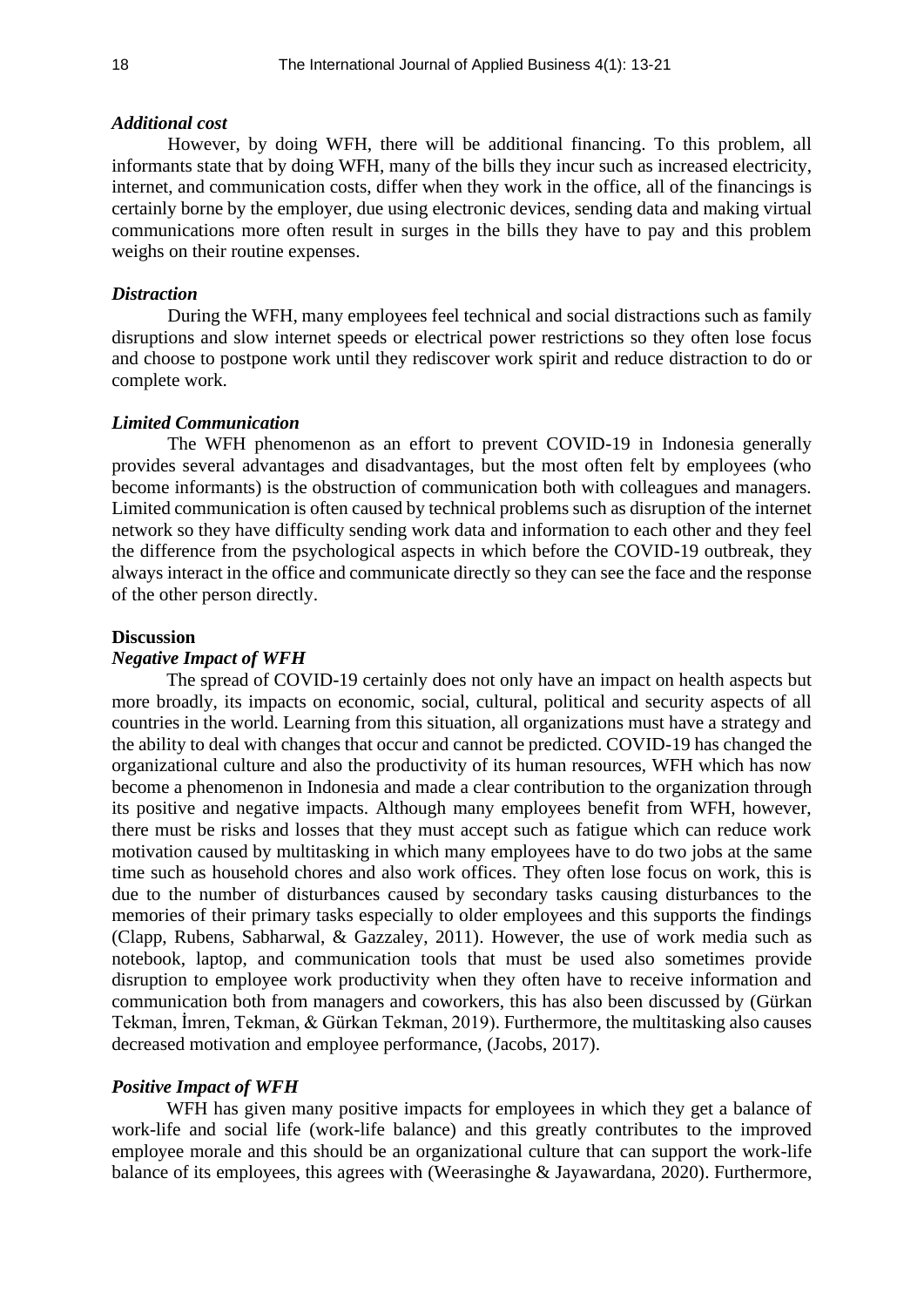### *Additional cost*

However, by doing WFH, there will be additional financing. To this problem, all informants state that by doing WFH, many of the bills they incur such as increased electricity, internet, and communication costs, differ when they work in the office, all of the financings is certainly borne by the employer, due using electronic devices, sending data and making virtual communications more often result in surges in the bills they have to pay and this problem weighs on their routine expenses.

### *Distraction*

During the WFH, many employees feel technical and social distractions such as family disruptions and slow internet speeds or electrical power restrictions so they often lose focus and choose to postpone work until they rediscover work spirit and reduce distraction to do or complete work.

### *Limited Communication*

The WFH phenomenon as an effort to prevent COVID-19 in Indonesia generally provides several advantages and disadvantages, but the most often felt by employees (who become informants) is the obstruction of communication both with colleagues and managers. Limited communication is often caused by technical problems such as disruption of the internet network so they have difficulty sending work data and information to each other and they feel the difference from the psychological aspects in which before the COVID-19 outbreak, they always interact in the office and communicate directly so they can see the face and the response of the other person directly.

## Discussion

### *Negative Impact of WFH*

The spread of COVID-19 certainly does not only have an impact on health aspects but more broadly, its impacts on economic, social, cultural, political and security aspects of all countries in the world. Learning from this situation, all organizations must have a strategy and the ability to deal with changes that occur and cannot be predicted. COVID-19 has changed the organizational culture and also the productivity of its human resources, WFH which has now become a phenomenon in Indonesia and made a clear contribution to the organization through its positive and negative impacts. Although many employees benefit from WFH, however, there must be risks and losses that they must accept such as fatigue which can reduce work motivation caused by multitasking in which many employees have to do two jobs at the same time such as household chores and also work offices. They often lose focus on work, this is due to the number of disturbances caused by secondary tasks causing disturbances to the memories of their primary tasks especially to older employees and this supports the findings (Clapp, Rubens, Sabharwal, & Gazzaley, 2011). However, the use of work media such as notebook, laptop, and communication tools that must be used also sometimes provide disruption to employee work productivity when they often have to receive information and communication both from managers and coworkers, this has also been discussed by (Gürkan Tekman, İmren, Tekman, & Gürkan Tekman, 2019). Furthermore, the multitasking also causes decreased motivation and employee performance, (Jacobs, 2017).

### *Positive Impact of WFH*

WFH has given many positive impacts for employees in which they get a balance of work-life and social life (work-life balance) and this greatly contributes to the improved employee morale and this should be an organizational culture that can support the work-life balance of its employees, this agrees with (Weerasinghe & Jayawardana, 2020). Furthermore,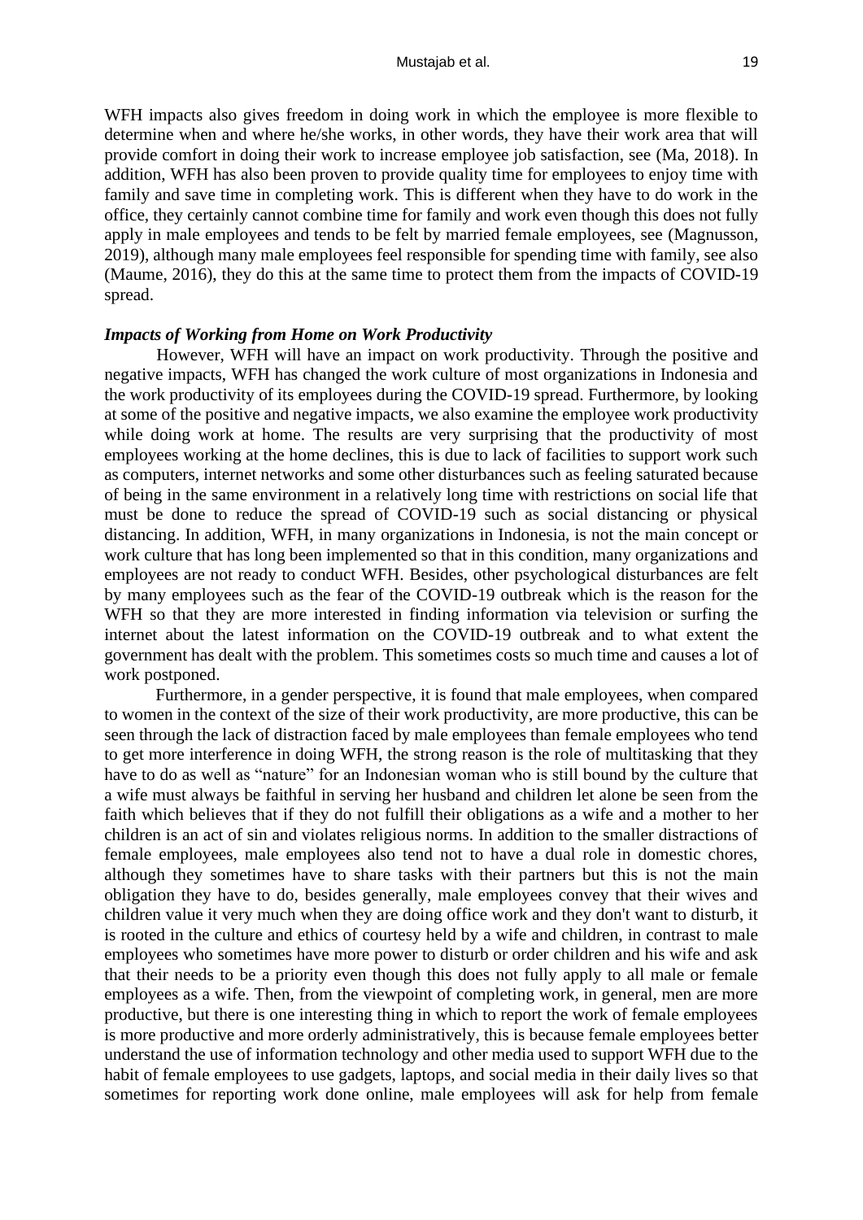WFH impacts also gives freedom in doing work in which the employee is more flexible to determine when and where he/she works, in other words, they have their work area that will provide comfort in doing their work to increase employee job satisfaction, see (Ma, 2018). In addition, WFH has also been proven to provide quality time for employees to enjoy time with family and save time in completing work. This is different when they have to do work in the office, they certainly cannot combine time for family and work even though this does not fully apply in male employees and tends to be felt by married female employees, see (Magnusson, 2019), although many male employees feel responsible for spending time with family, see also (Maume, 2016), they do this at the same time to protect them from the impacts of COVID-19 spread.

### *Impacts of Working from Home on Work Productivity*

However, WFH will have an impact on work productivity. Through the positive and negative impacts, WFH has changed the work culture of most organizations in Indonesia and the work productivity of its employees during the COVID-19 spread. Furthermore, by looking at some of the positive and negative impacts, we also examine the employee work productivity while doing work at home. The results are very surprising that the productivity of most employees working at the home declines, this is due to lack of facilities to support work such as computers, internet networks and some other disturbances such as feeling saturated because of being in the same environment in a relatively long time with restrictions on social life that must be done to reduce the spread of COVID-19 such as social distancing or physical distancing. In addition, WFH, in many organizations in Indonesia, is not the main concept or work culture that has long been implemented so that in this condition, many organizations and employees are not ready to conduct WFH. Besides, other psychological disturbances are felt by many employees such as the fear of the COVID-19 outbreak which is the reason for the WFH so that they are more interested in finding information via television or surfing the internet about the latest information on the COVID-19 outbreak and to what extent the government has dealt with the problem. This sometimes costs so much time and causes a lot of work postponed.

Furthermore, in a gender perspective, it is found that male employees, when compared to women in the context of the size of their work productivity, are more productive, this can be seen through the lack of distraction faced by male employees than female employees who tend to get more interference in doing WFH, the strong reason is the role of multitasking that they have to do as well as "nature" for an Indonesian woman who is still bound by the culture that a wife must always be faithful in serving her husband and children let alone be seen from the faith which believes that if they do not fulfill their obligations as a wife and a mother to her children is an act of sin and violates religious norms. In addition to the smaller distractions of female employees, male employees also tend not to have a dual role in domestic chores, although they sometimes have to share tasks with their partners but this is not the main obligation they have to do, besides generally, male employees convey that their wives and children value it very much when they are doing office work and they don't want to disturb, it is rooted in the culture and ethics of courtesy held by a wife and children, in contrast to male employees who sometimes have more power to disturb or order children and his wife and ask that their needs to be a priority even though this does not fully apply to all male or female employees as a wife. Then, from the viewpoint of completing work, in general, men are more productive, but there is one interesting thing in which to report the work of female employees is more productive and more orderly administratively, this is because female employees better understand the use of information technology and other media used to support WFH due to the habit of female employees to use gadgets, laptops, and social media in their daily lives so that sometimes for reporting work done online, male employees will ask for help from female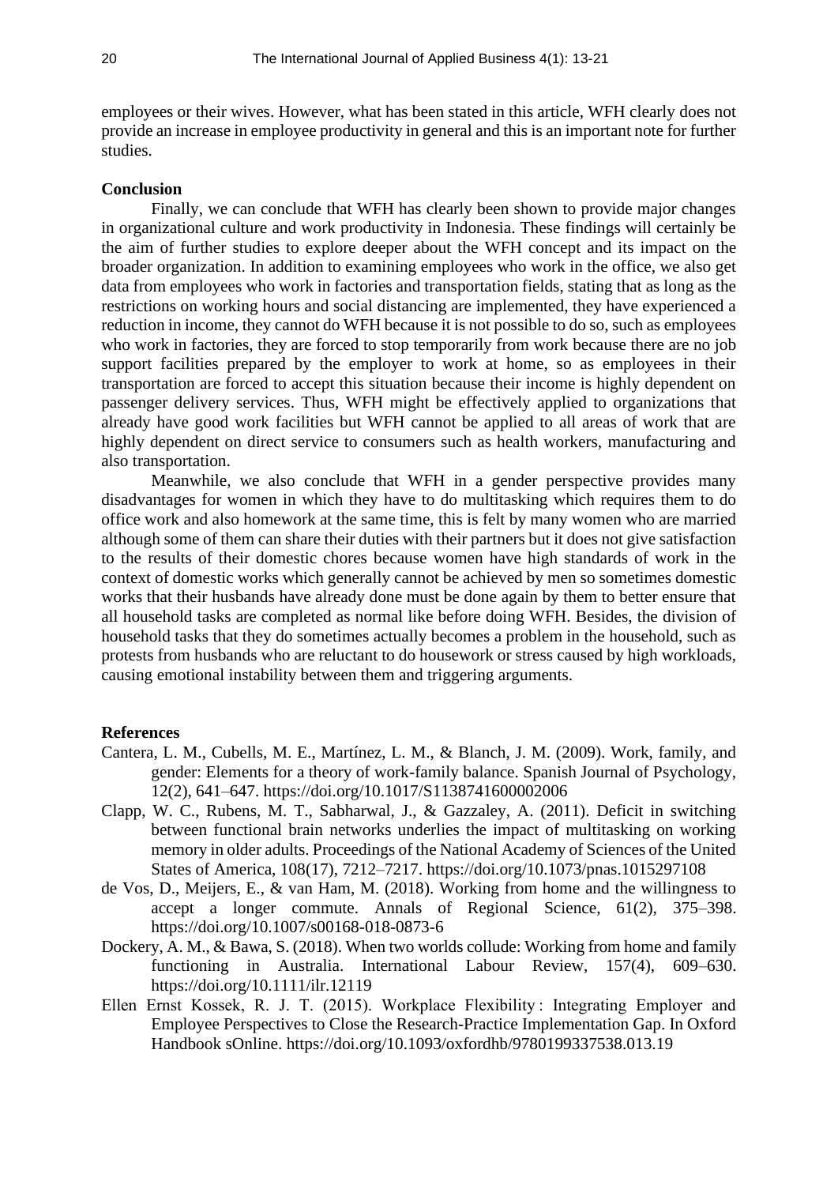employees or their wives. However, what has been stated in this article, WFH clearly does not provide an increase in employee productivity in general and this is an important note for further studies.

## Conclusion

Finally, we can conclude that WFH has clearly been shown to provide major changes in organizational culture and work productivity in Indonesia. These findings will certainly be the aim of further studies to explore deeper about the WFH concept and its impact on the broader organization. In addition to examining employees who work in the office, we also get data from employees who work in factories and transportation fields, stating that as long as the restrictions on working hours and social distancing are implemented, they have experienced a reduction in income, they cannot do WFH because it is not possible to do so, such as employees who work in factories, they are forced to stop temporarily from work because there are no job support facilities prepared by the employer to work at home, so as employees in their transportation are forced to accept this situation because their income is highly dependent on passenger delivery services. Thus, WFH might be effectively applied to organizations that already have good work facilities but WFH cannot be applied to all areas of work that are highly dependent on direct service to consumers such as health workers, manufacturing and also transportation.

Meanwhile, we also conclude that WFH in a gender perspective provides many disadvantages for women in which they have to do multitasking which requires them to do office work and also homework at the same time, this is felt by many women who are married although some of them can share their duties with their partners but it does not give satisfaction to the results of their domestic chores because women have high standards of work in the context of domestic works which generally cannot be achieved by men so sometimes domestic works that their husbands have already done must be done again by them to better ensure that all household tasks are completed as normal like before doing WFH. Besides, the division of household tasks that they do sometimes actually becomes a problem in the household, such as protests from husbands who are reluctant to do housework or stress caused by high workloads, causing emotional instability between them and triggering arguments.

## References

Cantera, L. M., Cubells, M. E., Martínez, L. M., & Blanch, J. M. (2009). Work, family, and gender: Elements for a theory of work-family balance. Spanish Journal of Psychology, 12(2), 641–647. https://doi.org/10.1017/S1138741600002006

Clapp, W. C., Rubens, M. T., Sabharwal, J., & Gazzaley, A. (2011). Deficit in switching between functional brain networks underlies the impact of multitasking on working memory in older adults. Proceedings of the National Academy of Sciences of the United States of America, 108(17), 7212–7217. https://doi.org/10.1073/pnas.1015297108

de Vos, D., Meijers, E., & van Ham, M. (2018). Working from home and the willingness to accept a longer commute. Annals of Regional Science, 61(2), 375–398. https://doi.org/10.1007/s00168-018-0873-6

Dockery, A. M., & Bawa, S. (2018). When two worlds collude: Working from home and family functioning in Australia. International Labour Review, 157(4), 609–630. https://doi.org/10.1111/ilr.12119

Ellen Ernst Kossek, R. J. T. (2015). Workplace Flexibility : Integrating Employer and Employee Perspectives to Close the Research-Practice Implementation Gap. In Oxford Handbook sOnline. https://doi.org/10.1093/oxfordhb/9780199337538.013.19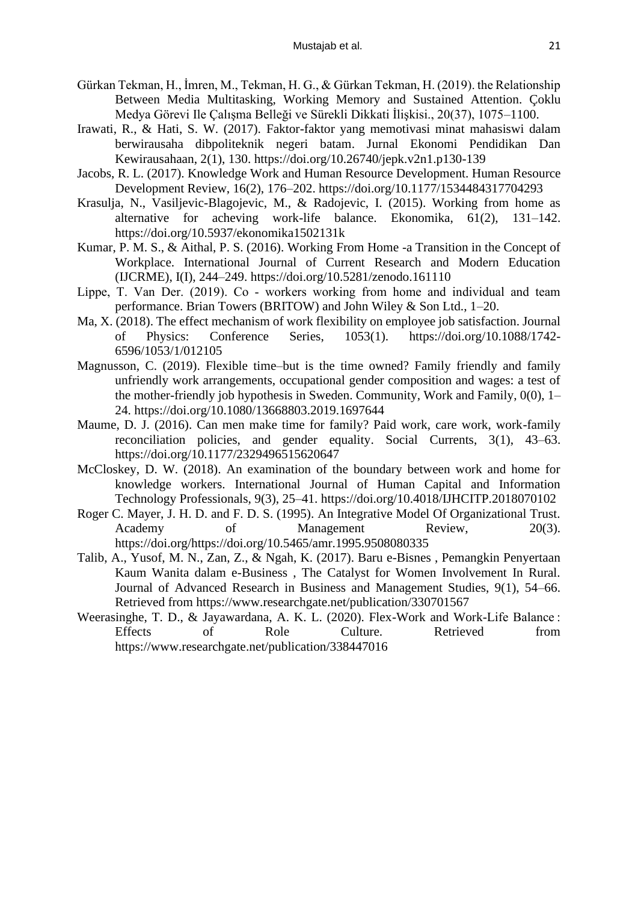Gürkan Tekman, H., İmren, M., Tekman, H. G., & Gürkan Tekman, H. (2019). the Relationship Between Media Multitasking, Working Memory and Sustained Attention. Çoklu Medya Görevi Ile Çalışma Belleği ve Sürekli Dikkati İlişkisi., 20(37), 1075–1100.

Irawati, R., & Hati, S. W. (2017). Faktor-faktor yang memotivasi minat mahasiswi dalam berwirausaha dibpoliteknik negeri batam. Jurnal Ekonomi Pendidikan Dan Kewirausahaan, 2(1), 130. https://doi.org/10.26740/jepk.v2n1.p130-139

Jacobs, R. L. (2017). Knowledge Work and Human Resource Development. Human Resource Development Review, 16(2), 176–202. https://doi.org/10.1177/1534484317704293

Krasulja, N., Vasiljevic-Blagojevic, M., & Radojevic, I. (2015). Working from home as alternative for acheving work-life balance. Ekonomika, 61(2), 131–142. https://doi.org/10.5937/ekonomika1502131k

Kumar, P. M. S., & Aithal, P. S. (2016). Working From Home -a Transition in the Concept of Workplace. International Journal of Current Research and Modern Education (IJCRME), I(I), 244–249. https://doi.org/10.5281/zenodo.161110

Lippe, T. Van Der. (2019). Co - workers working from home and individual and team performance. Brian Towers (BRITOW) and John Wiley & Son Ltd., 1–20.

Ma, X. (2018). The effect mechanism of work flexibility on employee job satisfaction. Journal of Physics: Conference Series, 1053(1). https://doi.org/10.1088/1742-6596/1053/1/012105

Magnusson, C. (2019). Flexible time–but is the time owned? Family friendly and family unfriendly work arrangements, occupational gender composition and wages: a test of the mother-friendly job hypothesis in Sweden. Community, Work and Family, 0(0), 1–24. https://doi.org/10.1080/13668803.2019.1697644

Maume, D. J. (2016). Can men make time for family? Paid work, care work, work-family reconciliation policies, and gender equality. Social Currents, 3(1), 43–63. https://doi.org/10.1177/2329496515620647

McCloskey, D. W. (2018). An examination of the boundary between work and home for knowledge workers. International Journal of Human Capital and Information Technology Professionals, 9(3), 25–41. https://doi.org/10.4018/IJHCITP.2018070102

Roger C. Mayer, J. H. D. and F. D. S. (1995). An Integrative Model Of Organizational Trust. Academy of Management Review, 20(3). https://doi.org/https://doi.org/10.5465/amr.1995.9508080335

Talib, A., Yusof, M. N., Zan, Z., & Ngah, K. (2017). Baru e-Bisnes , Pemangkin Penyertaan Kaum Wanita dalam e-Business , The Catalyst for Women Involvement In Rural. Journal of Advanced Research in Business and Management Studies, 9(1), 54–66. Retrieved from https://www.researchgate.net/publication/330701567

Weerasinghe, T. D., & Jayawardana, A. K. L. (2020). Flex-Work and Work-Life Balance : Effects of Role Culture. Retrieved from https://www.researchgate.net/publication/338447016